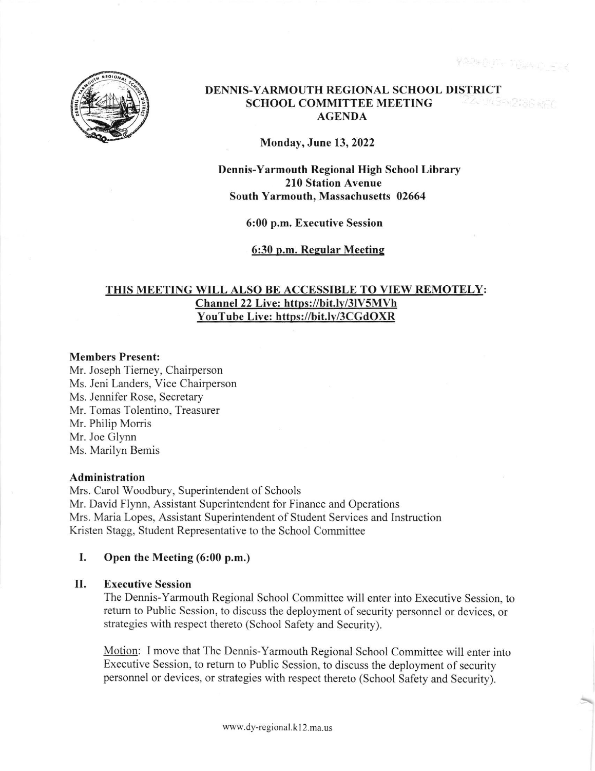# DENNIS-YARMOUTH REGIONAL SCHOOL DISTRICT
## SCHOOL COMMITTEE MEETING
## AGENDA

**Monday, June 13, 2022**

**Dennis-Yarmouth Regional High School Library**
**210 Station Avenue**
**South Yarmouth, Massachusetts 02664**

**6:00 p.m. Executive Session**

**6:30 p.m. Regular Meeting**

**THIS MEETING WILL ALSO BE ACCESSIBLE TO VIEW REMOTELY:**
**Channel 22 Live: https://bit.ly/3lV5MVh**
**YouTube Live: https://bit.ly/3CGdOXR**

**Members Present:**
Mr. Joseph Tierney, Chairperson
Ms. Jeni Landers, Vice Chairperson
Ms. Jennifer Rose, Secretary
Mr. Tomas Tolentino, Treasurer
Mr. Philip Morris
Mr. Joe Glynn
Ms. Marilyn Bemis

**Administration**
Mrs. Carol Woodbury, Superintendent of Schools
Mr. David Flynn, Assistant Superintendent for Finance and Operations
Mrs. Maria Lopes, Assistant Superintendent of Student Services and Instruction
Kristen Stagg, Student Representative to the School Committee

**I. Open the Meeting (6:00 p.m.)**

**II. Executive Session**

The Dennis-Yarmouth Regional School Committee will enter into Executive Session, to return to Public Session, to discuss the deployment of security personnel or devices, or strategies with respect thereto (School Safety and Security).

Motion: I move that The Dennis-Yarmouth Regional School Committee will enter into Executive Session, to return to Public Session, to discuss the deployment of security personnel or devices, or strategies with respect thereto (School Safety and Security).

www.dy-regional.k12.ma.us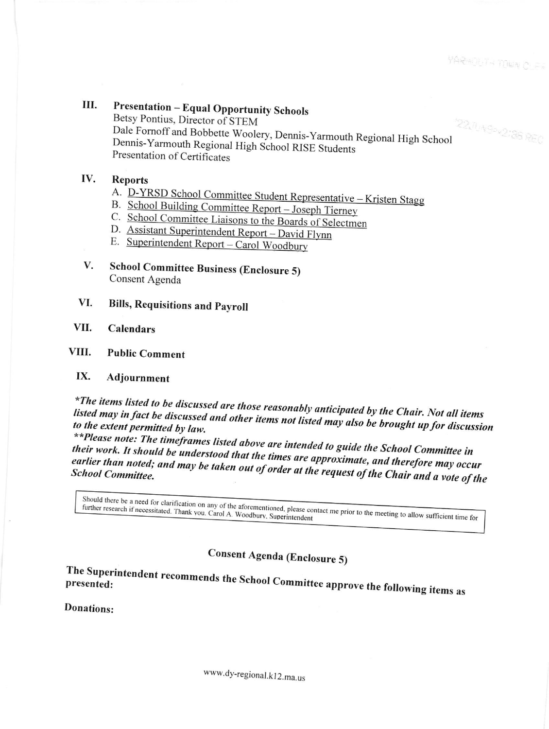## III. Presentation – Equal Opportunity Schools

Betsy Pontius, Director of STEM
Dale Fornoff and Bobbette Woolery, Dennis-Yarmouth Regional High School
Dennis-Yarmouth Regional High School RISE Students
Presentation of Certificates

## IV. Reports

A. D-YRSD School Committee Student Representative – Kristen Stagg
B. School Building Committee Report – Joseph Tierney
C. School Committee Liaisons to the Boards of Selectmen
D. Assistant Superintendent Report – David Flynn
E. Superintendent Report – Carol Woodbury

## V. School Committee Business (Enclosure 5)

Consent Agenda

## VI. Bills, Requisitions and Payroll

## VII. Calendars

## VIII. Public Comment

## IX. Adjournment

***The items listed to be discussed are those reasonably anticipated by the Chair. Not all items listed may in fact be discussed and other items not listed may also be brought up for discussion to the extent permitted by law.***

****Please note: The timeframes listed above are intended to guide the School Committee in their work. It should be understood that the times are approximate, and therefore may occur earlier than noted; and may be taken out of order at the request of the Chair and a vote of the School Committee.***

> Should there be a need for clarification on any of the aforementioned, please contact me prior to the meeting to allow sufficient time for further research if necessitated. Thank you. Carol A. Woodbury, Superintendent

## Consent Agenda (Enclosure 5)

**The Superintendent recommends the School Committee approve the following items as presented:**

**Donations:**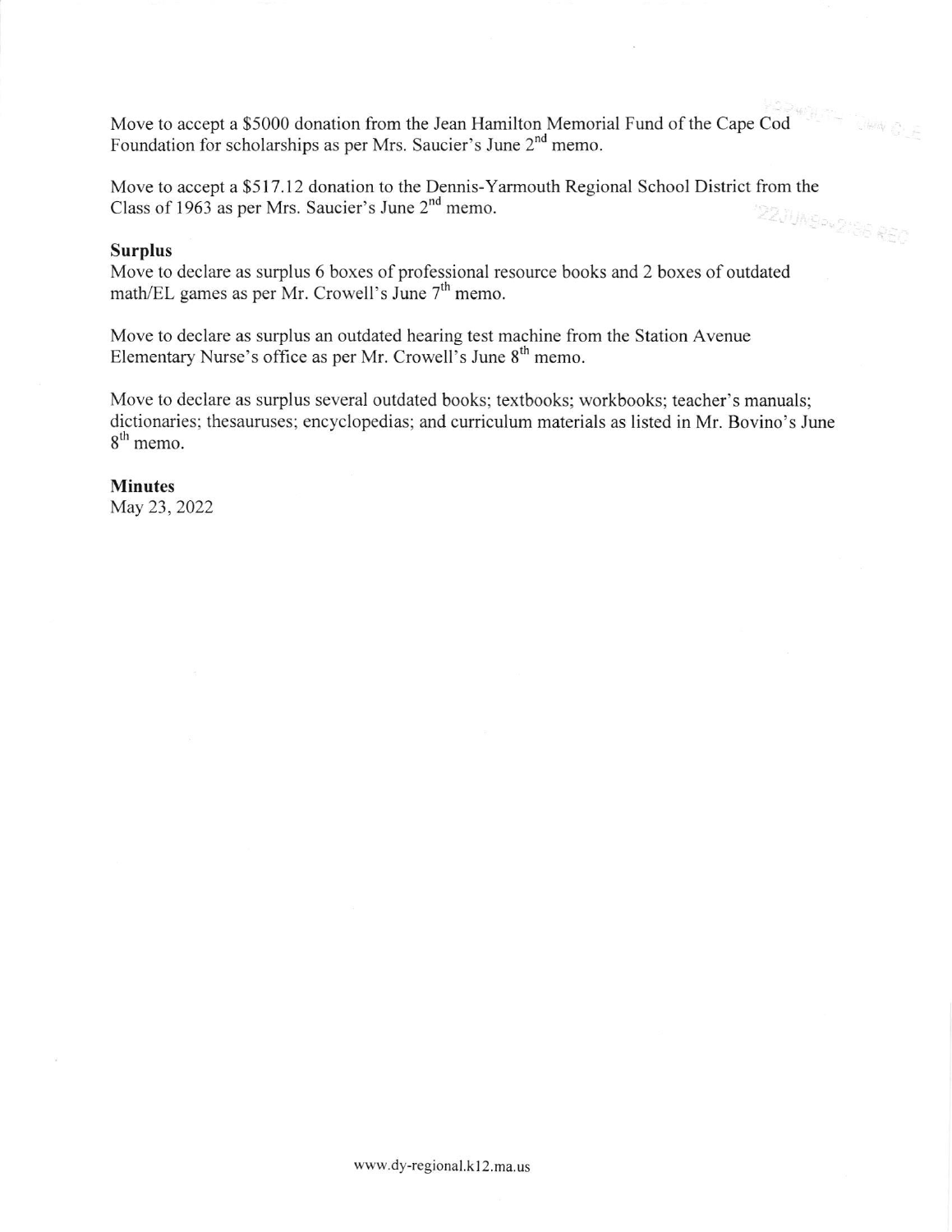Move to accept a $5000 donation from the Jean Hamilton Memorial Fund of the Cape Cod Foundation for scholarships as per Mrs. Saucier's June 2nd memo.

Move to accept a $517.12 donation to the Dennis-Yarmouth Regional School District from the Class of 1963 as per Mrs. Saucier's June 2nd memo.

**Surplus**

Move to declare as surplus 6 boxes of professional resource books and 2 boxes of outdated math/EL games as per Mr. Crowell's June 7th memo.

Move to declare as surplus an outdated hearing test machine from the Station Avenue Elementary Nurse's office as per Mr. Crowell's June 8th memo.

Move to declare as surplus several outdated books; textbooks; workbooks; teacher's manuals; dictionaries; thesauruses; encyclopedias; and curriculum materials as listed in Mr. Bovino's June 8th memo.

**Minutes**

May 23, 2022